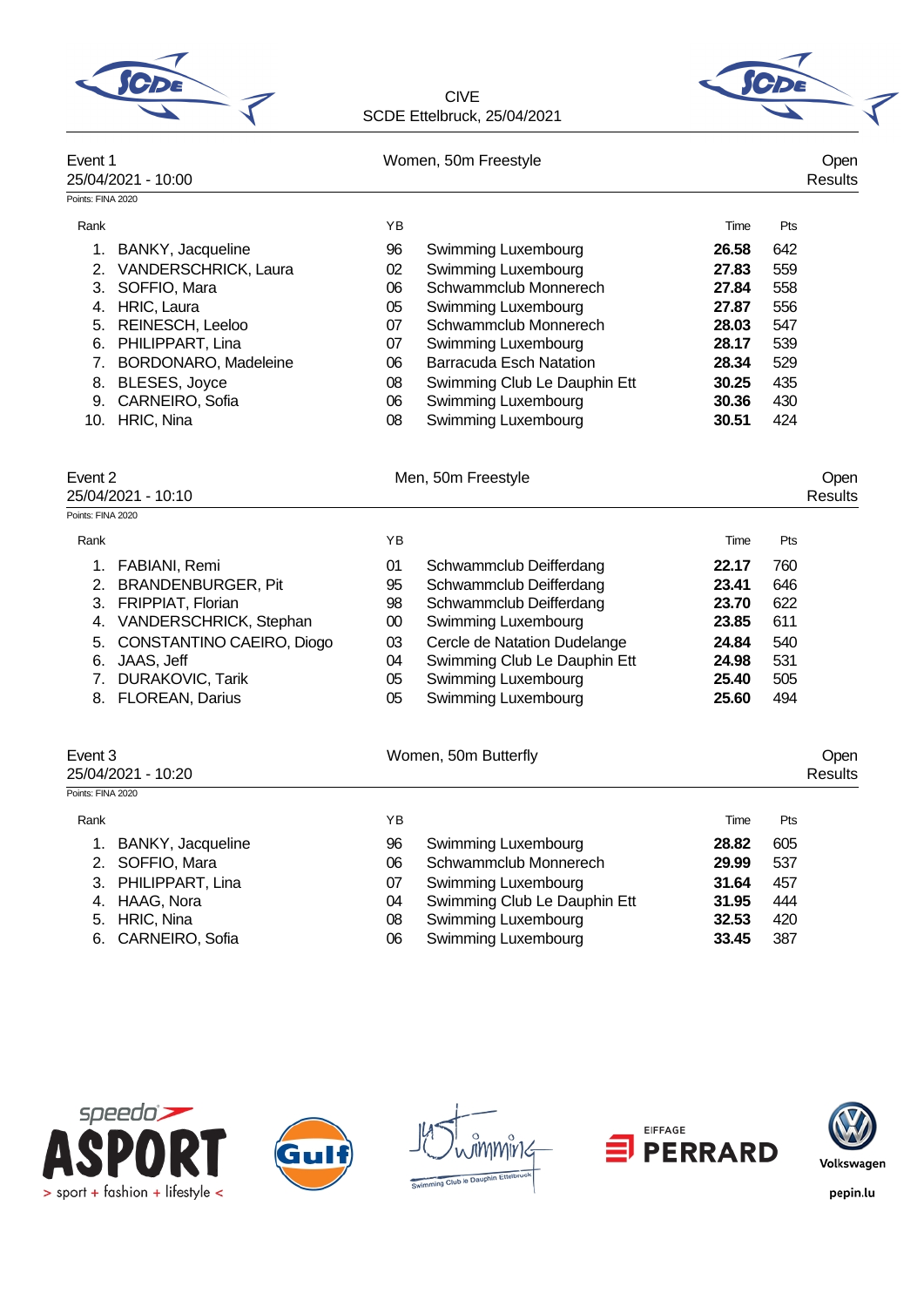CIVE
SCDE Ettelbruck, 25/04/2021

## Event 1 — Women, 50m Freestyle — Open

25/04/2021 - 10:00 — Results

Points: FINA 2020

| Rank | | YB | | Time | Pts |
|---|---|---|---|---|---|
| 1. | BANKY, Jacqueline | 96 | Swimming Luxembourg | **26.58** | 642 |
| 2. | VANDERSCHRICK, Laura | 02 | Swimming Luxembourg | **27.83** | 559 |
| 3. | SOFFIO, Mara | 06 | Schwammclub Monnerech | **27.84** | 558 |
| 4. | HRIC, Laura | 05 | Swimming Luxembourg | **27.87** | 556 |
| 5. | REINESCH, Leeloo | 07 | Schwammclub Monnerech | **28.03** | 547 |
| 6. | PHILIPPART, Lina | 07 | Swimming Luxembourg | **28.17** | 539 |
| 7. | BORDONARO, Madeleine | 06 | Barracuda Esch Natation | **28.34** | 529 |
| 8. | BLESES, Joyce | 08 | Swimming Club Le Dauphin Ett | **30.25** | 435 |
| 9. | CARNEIRO, Sofia | 06 | Swimming Luxembourg | **30.36** | 430 |
| 10. | HRIC, Nina | 08 | Swimming Luxembourg | **30.51** | 424 |

## Event 2 — Men, 50m Freestyle — Open

25/04/2021 - 10:10 — Results

Points: FINA 2020

| Rank | | YB | | Time | Pts |
|---|---|---|---|---|---|
| 1. | FABIANI, Remi | 01 | Schwammclub Deifferdang | **22.17** | 760 |
| 2. | BRANDENBURGER, Pit | 95 | Schwammclub Deifferdang | **23.41** | 646 |
| 3. | FRIPPIAT, Florian | 98 | Schwammclub Deifferdang | **23.70** | 622 |
| 4. | VANDERSCHRICK, Stephan | 00 | Swimming Luxembourg | **23.85** | 611 |
| 5. | CONSTANTINO CAEIRO, Diogo | 03 | Cercle de Natation Dudelange | **24.84** | 540 |
| 6. | JAAS, Jeff | 04 | Swimming Club Le Dauphin Ett | **24.98** | 531 |
| 7. | DURAKOVIC, Tarik | 05 | Swimming Luxembourg | **25.40** | 505 |
| 8. | FLOREAN, Darius | 05 | Swimming Luxembourg | **25.60** | 494 |

## Event 3 — Women, 50m Butterfly — Open

25/04/2021 - 10:20 — Results

Points: FINA 2020

| Rank | | YB | | Time | Pts |
|---|---|---|---|---|---|
| 1. | BANKY, Jacqueline | 96 | Swimming Luxembourg | **28.82** | 605 |
| 2. | SOFFIO, Mara | 06 | Schwammclub Monnerech | **29.99** | 537 |
| 3. | PHILIPPART, Lina | 07 | Swimming Luxembourg | **31.64** | 457 |
| 4. | HAAG, Nora | 04 | Swimming Club Le Dauphin Ett | **31.95** | 444 |
| 5. | HRIC, Nina | 08 | Swimming Luxembourg | **32.53** | 420 |
| 6. | CARNEIRO, Sofia | 06 | Swimming Luxembourg | **33.45** | 387 |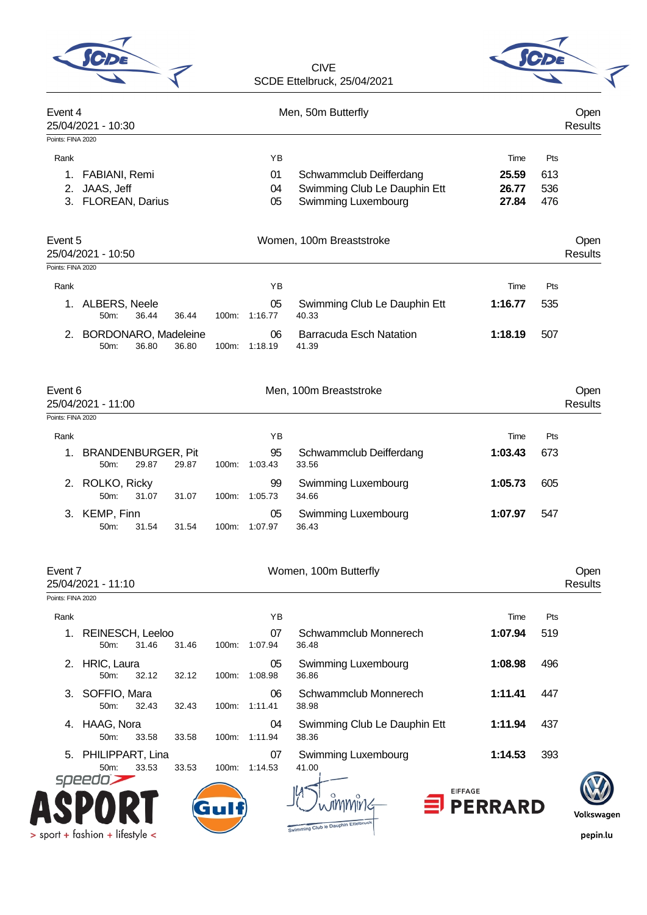CIVE
SCDE Ettelbruck, 25/04/2021

## Event 4 — Men, 50m Butterfly — Open Results

25/04/2021 - 10:30

Points: FINA 2020

| Rank | Name | YB | Club | Time | Pts |
|---|---|---|---|---|---|
| 1. | FABIANI, Remi | 01 | Schwammclub Deifferdang | **25.59** | 613 |
| 2. | JAAS, Jeff | 04 | Swimming Club Le Dauphin Ett | **26.77** | 536 |
| 3. | FLOREAN, Darius | 05 | Swimming Luxembourg | **27.84** | 476 |

## Event 5 — Women, 100m Breaststroke — Open Results

25/04/2021 - 10:50

Points: FINA 2020

| Rank | Name | YB | Club | Time | Pts |
|---|---|---|---|---|---|
| 1. | ALBERS, Neele | 05 | Swimming Club Le Dauphin Ett | **1:16.77** | 535 |
| | 50m: 36.44 36.44 | 100m: 1:16.77 | 40.33 | | |
| 2. | BORDONARO, Madeleine | 06 | Barracuda Esch Natation | **1:18.19** | 507 |
| | 50m: 36.80 36.80 | 100m: 1:18.19 | 41.39 | | |

## Event 6 — Men, 100m Breaststroke — Open Results

25/04/2021 - 11:00

Points: FINA 2020

| Rank | Name | YB | Club | Time | Pts |
|---|---|---|---|---|---|
| 1. | BRANDENBURGER, Pit | 95 | Schwammclub Deifferdang | **1:03.43** | 673 |
| | 50m: 29.87 29.87 | 100m: 1:03.43 | 33.56 | | |
| 2. | ROLKO, Ricky | 99 | Swimming Luxembourg | **1:05.73** | 605 |
| | 50m: 31.07 31.07 | 100m: 1:05.73 | 34.66 | | |
| 3. | KEMP, Finn | 05 | Swimming Luxembourg | **1:07.97** | 547 |
| | 50m: 31.54 31.54 | 100m: 1:07.97 | 36.43 | | |

## Event 7 — Women, 100m Butterfly — Open Results

25/04/2021 - 11:10

Points: FINA 2020

| Rank | Name | YB | Club | Time | Pts |
|---|---|---|---|---|---|
| 1. | REINESCH, Leeloo | 07 | Schwammclub Monnerech | **1:07.94** | 519 |
| | 50m: 31.46 31.46 | 100m: 1:07.94 | 36.48 | | |
| 2. | HRIC, Laura | 05 | Swimming Luxembourg | **1:08.98** | 496 |
| | 50m: 32.12 32.12 | 100m: 1:08.98 | 36.86 | | |
| 3. | SOFFIO, Mara | 06 | Schwammclub Monnerech | **1:11.41** | 447 |
| | 50m: 32.43 32.43 | 100m: 1:11.41 | 38.98 | | |
| 4. | HAAG, Nora | 04 | Swimming Club Le Dauphin Ett | **1:11.94** | 437 |
| | 50m: 33.58 33.58 | 100m: 1:11.94 | 38.36 | | |
| 5. | PHILIPPART, Lina | 07 | Swimming Luxembourg | **1:14.53** | 393 |
| | 50m: 33.53 33.53 | 100m: 1:14.53 | 41.00 | | |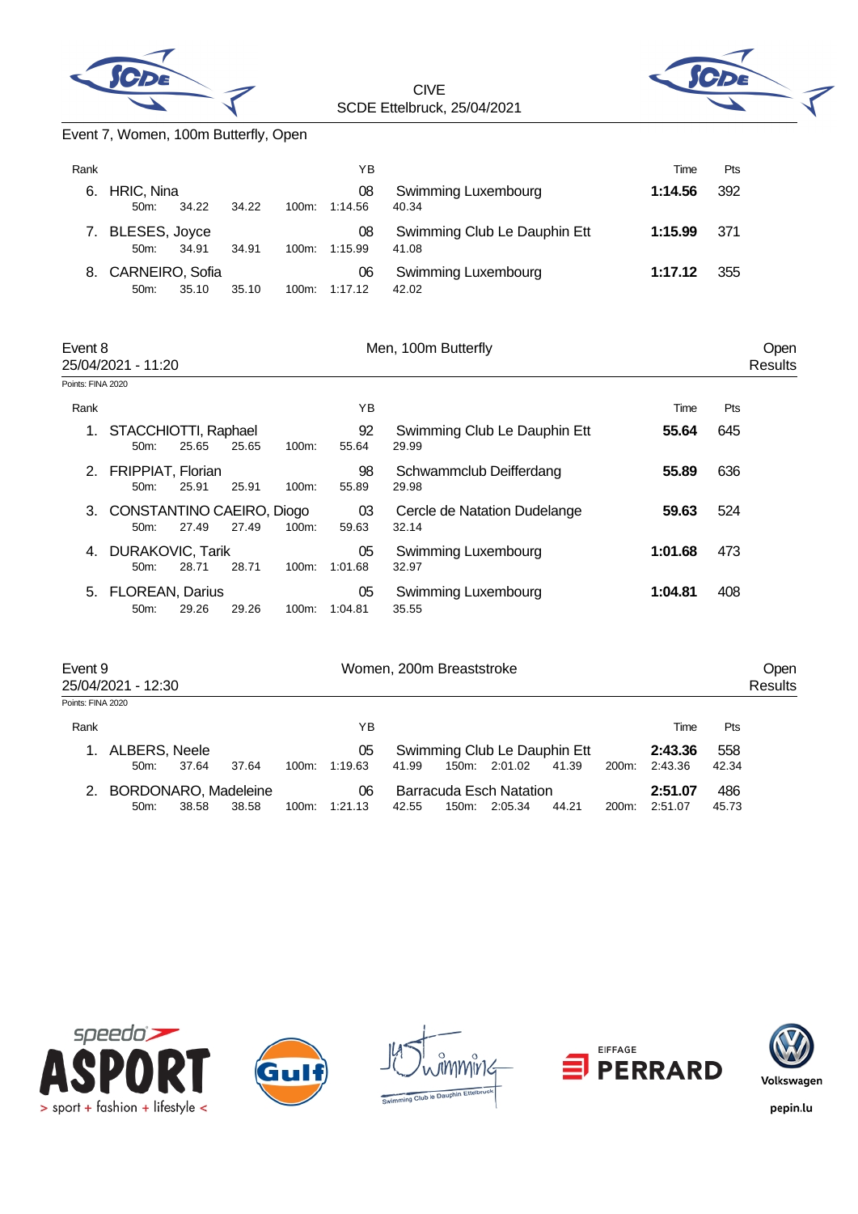CIVE
SCDE Ettelbruck, 25/04/2021

Event 7, Women, 100m Butterfly, Open

| Rank | | | | | YB | | Time | Pts |
|---|---|---|---|---|---|---|---|---|
| 6. | HRIC, Nina | | | | 08 | Swimming Luxembourg | **1:14.56** | 392 |
| | 50m: | 34.22 | 34.22 | 100m: | 1:14.56 | 40.34 | | |
| 7. | BLESES, Joyce | | | | 08 | Swimming Club Le Dauphin Ett | **1:15.99** | 371 |
| | 50m: | 34.91 | 34.91 | 100m: | 1:15.99 | 41.08 | | |
| 8. | CARNEIRO, Sofia | | | | 06 | Swimming Luxembourg | **1:17.12** | 355 |
| | 50m: | 35.10 | 35.10 | 100m: | 1:17.12 | 42.02 | | |

## Event 8 — Men, 100m Butterfly — Open

25/04/2021 - 11:20 — Results

Points: FINA 2020

| Rank | | | | | YB | | Time | Pts |
|---|---|---|---|---|---|---|---|---|
| 1. | STACCHIOTTI, Raphael | | | | 92 | Swimming Club Le Dauphin Ett | **55.64** | 645 |
| | 50m: | 25.65 | 25.65 | 100m: | 55.64 | 29.99 | | |
| 2. | FRIPPIAT, Florian | | | | 98 | Schwammclub Deifferdang | **55.89** | 636 |
| | 50m: | 25.91 | 25.91 | 100m: | 55.89 | 29.98 | | |
| 3. | CONSTANTINO CAEIRO, Diogo | | | | 03 | Cercle de Natation Dudelange | **59.63** | 524 |
| | 50m: | 27.49 | 27.49 | 100m: | 59.63 | 32.14 | | |
| 4. | DURAKOVIC, Tarik | | | | 05 | Swimming Luxembourg | **1:01.68** | 473 |
| | 50m: | 28.71 | 28.71 | 100m: | 1:01.68 | 32.97 | | |
| 5. | FLOREAN, Darius | | | | 05 | Swimming Luxembourg | **1:04.81** | 408 |
| | 50m: | 29.26 | 29.26 | 100m: | 1:04.81 | 35.55 | | |

## Event 9 — Women, 200m Breaststroke — Open

25/04/2021 - 12:30 — Results

Points: FINA 2020

| Rank | | | | | YB | | | | | | Time | Pts |
|---|---|---|---|---|---|---|---|---|---|---|---|---|
| 1. | ALBERS, Neele | | | | 05 | Swimming Club Le Dauphin Ett | | | | | **2:43.36** | 558 |
| | 50m: | 37.64 | 37.64 | 100m: | 1:19.63 | 41.99 | 150m: | 2:01.02 | 41.39 | 200m: | 2:43.36 | 42.34 |
| 2. | BORDONARO, Madeleine | | | | 06 | Barracuda Esch Natation | | | | | **2:51.07** | 486 |
| | 50m: | 38.58 | 38.58 | 100m: | 1:21.13 | 42.55 | 150m: | 2:05.34 | 44.21 | 200m: | 2:51.07 | 45.73 |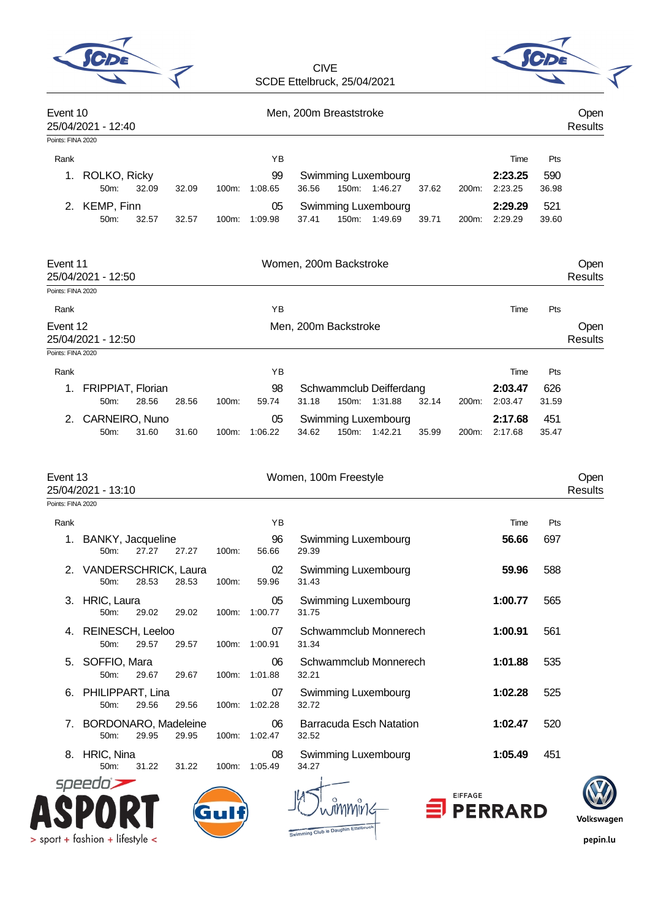CIVE
SCDE Ettelbruck, 25/04/2021

## Event 10 — Men, 200m Breaststroke — Open Results

25/04/2021 - 12:40

Points: FINA 2020

| Rank | Name | YB | Club | Time | Pts |
|---|---|---|---|---|---|
| 1. | ROLKO, Ricky | 99 | Swimming Luxembourg | **2:23.25** | 590 |
| | 50m: 32.09 32.09 | 100m: 1:08.65 36.56 | 150m: 1:46.27 37.62 | 200m: 2:23.25 | 36.98 |
| 2. | KEMP, Finn | 05 | Swimming Luxembourg | **2:29.29** | 521 |
| | 50m: 32.57 32.57 | 100m: 1:09.98 37.41 | 150m: 1:49.69 39.71 | 200m: 2:29.29 | 39.60 |

## Event 11 — Women, 200m Backstroke — Open Results

25/04/2021 - 12:50

Points: FINA 2020

| Rank | Name | YB | Club | Time | Pts |
|---|---|---|---|---|---|

## Event 12 — Men, 200m Backstroke — Open Results

25/04/2021 - 12:50

Points: FINA 2020

| Rank | Name | YB | Club | Time | Pts |
|---|---|---|---|---|---|
| 1. | FRIPPIAT, Florian | 98 | Schwammclub Deifferdang | **2:03.47** | 626 |
| | 50m: 28.56 28.56 | 100m: 59.74 31.18 | 150m: 1:31.88 32.14 | 200m: 2:03.47 | 31.59 |
| 2. | CARNEIRO, Nuno | 05 | Swimming Luxembourg | **2:17.68** | 451 |
| | 50m: 31.60 31.60 | 100m: 1:06.22 34.62 | 150m: 1:42.21 35.99 | 200m: 2:17.68 | 35.47 |

## Event 13 — Women, 100m Freestyle — Open Results

25/04/2021 - 13:10

Points: FINA 2020

| Rank | Name | YB | Club | Time | Pts |
|---|---|---|---|---|---|
| 1. | BANKY, Jacqueline | 96 | Swimming Luxembourg | **56.66** | 697 |
| | 50m: 27.27 27.27 | 100m: 56.66 29.39 | | | |
| 2. | VANDERSCHRICK, Laura | 02 | Swimming Luxembourg | **59.96** | 588 |
| | 50m: 28.53 28.53 | 100m: 59.96 31.43 | | | |
| 3. | HRIC, Laura | 05 | Swimming Luxembourg | **1:00.77** | 565 |
| | 50m: 29.02 29.02 | 100m: 1:00.77 31.75 | | | |
| 4. | REINESCH, Leeloo | 07 | Schwammclub Monnerech | **1:00.91** | 561 |
| | 50m: 29.57 29.57 | 100m: 1:00.91 31.34 | | | |
| 5. | SOFFIO, Mara | 06 | Schwammclub Monnerech | **1:01.88** | 535 |
| | 50m: 29.67 29.67 | 100m: 1:01.88 32.21 | | | |
| 6. | PHILIPPART, Lina | 07 | Swimming Luxembourg | **1:02.28** | 525 |
| | 50m: 29.56 29.56 | 100m: 1:02.28 32.72 | | | |
| 7. | BORDONARO, Madeleine | 06 | Barracuda Esch Natation | **1:02.47** | 520 |
| | 50m: 29.95 29.95 | 100m: 1:02.47 32.52 | | | |
| 8. | HRIC, Nina | 08 | Swimming Luxembourg | **1:05.49** | 451 |
| | 50m: 31.22 31.22 | 100m: 1:05.49 34.27 | | | |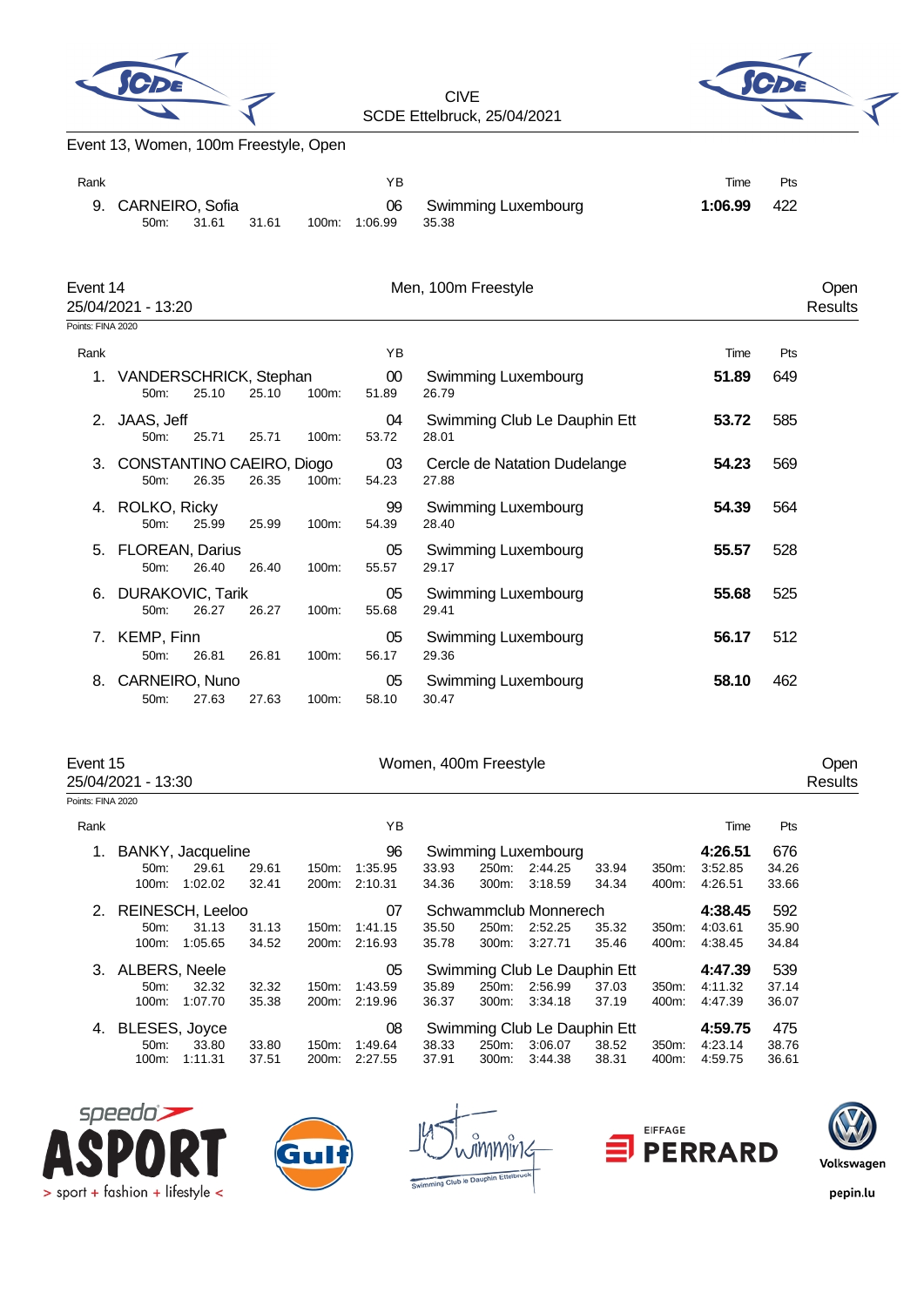CIVE
SCDE Ettelbruck, 25/04/2021

Event 13, Women, 100m Freestyle, Open

| Rank | Name | YB | Club | Time | Pts |
|---|---|---|---|---|---|
| 9. | CARNEIRO, Sofia | 06 | Swimming Luxembourg | **1:06.99** | 422 |
| | 50m: 31.61 31.61 100m: 1:06.99 35.38 | | | | |

## Event 14 — Men, 100m Freestyle — Open

25/04/2021 - 13:20 — Results

Points: FINA 2020

| Rank | Name | YB | Club | Time | Pts |
|---|---|---|---|---|---|
| 1. | VANDERSCHRICK, Stephan | 00 | Swimming Luxembourg | **51.89** | 649 |
| | 50m: 25.10 25.10 100m: 51.89 26.79 | | | | |
| 2. | JAAS, Jeff | 04 | Swimming Club Le Dauphin Ett | **53.72** | 585 |
| | 50m: 25.71 25.71 100m: 53.72 28.01 | | | | |
| 3. | CONSTANTINO CAEIRO, Diogo | 03 | Cercle de Natation Dudelange | **54.23** | 569 |
| | 50m: 26.35 26.35 100m: 54.23 27.88 | | | | |
| 4. | ROLKO, Ricky | 99 | Swimming Luxembourg | **54.39** | 564 |
| | 50m: 25.99 25.99 100m: 54.39 28.40 | | | | |
| 5. | FLOREAN, Darius | 05 | Swimming Luxembourg | **55.57** | 528 |
| | 50m: 26.40 26.40 100m: 55.57 29.17 | | | | |
| 6. | DURAKOVIC, Tarik | 05 | Swimming Luxembourg | **55.68** | 525 |
| | 50m: 26.27 26.27 100m: 55.68 29.41 | | | | |
| 7. | KEMP, Finn | 05 | Swimming Luxembourg | **56.17** | 512 |
| | 50m: 26.81 26.81 100m: 56.17 29.36 | | | | |
| 8. | CARNEIRO, Nuno | 05 | Swimming Luxembourg | **58.10** | 462 |
| | 50m: 27.63 27.63 100m: 58.10 30.47 | | | | |

## Event 15 — Women, 400m Freestyle — Open

25/04/2021 - 13:30 — Results

Points: FINA 2020

| Rank | Name | YB | Club | Time | Pts |
|---|---|---|---|---|---|
| 1. | BANKY, Jacqueline | 96 | Swimming Luxembourg | **4:26.51** | 676 |
| | 50m: 29.61 29.61 150m: 1:35.95 33.93 250m: 2:44.25 33.94 350m: 3:52.85 34.26 | | | | |
| | 100m: 1:02.02 32.41 200m: 2:10.31 34.36 300m: 3:18.59 34.34 400m: 4:26.51 33.66 | | | | |
| 2. | REINESCH, Leeloo | 07 | Schwammclub Monnerech | **4:38.45** | 592 |
| | 50m: 31.13 31.13 150m: 1:41.15 35.50 250m: 2:52.25 35.32 350m: 4:03.61 35.90 | | | | |
| | 100m: 1:05.65 34.52 200m: 2:16.93 35.78 300m: 3:27.71 35.46 400m: 4:38.45 34.84 | | | | |
| 3. | ALBERS, Neele | 05 | Swimming Club Le Dauphin Ett | **4:47.39** | 539 |
| | 50m: 32.32 32.32 150m: 1:43.59 35.89 250m: 2:56.99 37.03 350m: 4:11.32 37.14 | | | | |
| | 100m: 1:07.70 35.38 200m: 2:19.96 36.37 300m: 3:34.18 37.19 400m: 4:47.39 36.07 | | | | |
| 4. | BLESES, Joyce | 08 | Swimming Club Le Dauphin Ett | **4:59.75** | 475 |
| | 50m: 33.80 33.80 150m: 1:49.64 38.33 250m: 3:06.07 38.52 350m: 4:23.14 38.76 | | | | |
| | 100m: 1:11.31 37.51 200m: 2:27.55 37.91 300m: 3:44.38 38.31 400m: 4:59.75 36.61 | | | | |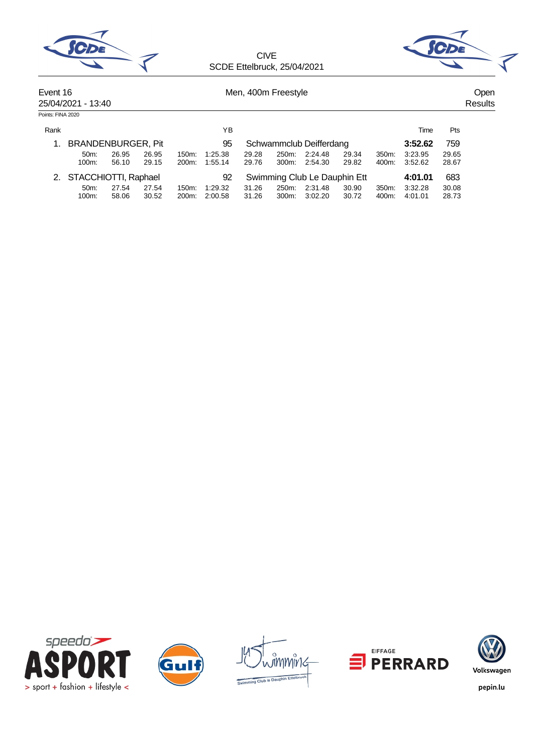CIVE
SCDE Ettelbruck, 25/04/2021

Event 16 — Men, 400m Freestyle — Open
25/04/2021 - 13:40 — Results

Points: FINA 2020

| Rank | Name | YB | Club | Time | Pts |
|---|---|---|---|---|---|
| 1. | BRANDENBURGER, Pit | 95 | Schwammclub Deifferdang | **3:52.62** | 759 |
| | 50m: 26.95 26.95 / 100m: 56.10 29.15 | 150m: 1:25.38 29.28 / 200m: 1:55.14 29.76 | 250m: 2:24.48 29.34 / 300m: 2:54.30 29.82 | 350m: 3:23.95 29.65 / 400m: 3:52.62 28.67 | |
| 2. | STACCHIOTTI, Raphael | 92 | Swimming Club Le Dauphin Ett | **4:01.01** | 683 |
| | 50m: 27.54 27.54 / 100m: 58.06 30.52 | 150m: 1:29.32 31.26 / 200m: 2:00.58 31.26 | 250m: 2:31.48 30.90 / 300m: 3:02.20 30.72 | 350m: 3:32.28 30.08 / 400m: 4:01.01 28.73 | |